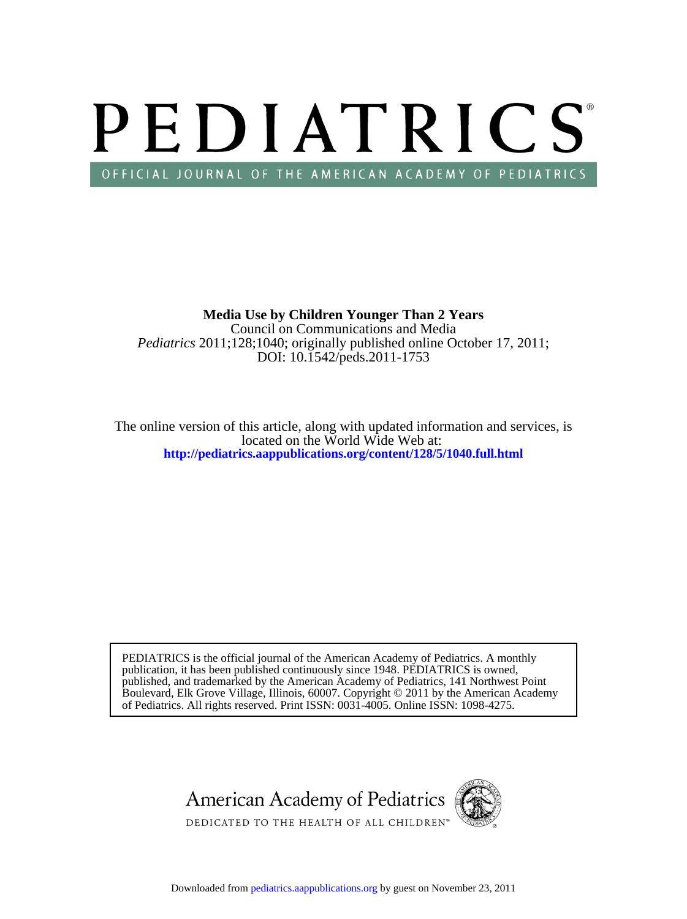# PEDIATRICS®

OFFICIAL JOURNAL OF THE AMERICAN ACADEMY OF PEDIATRICS

**Media Use by Children Younger Than 2 Years**

Council on Communications and Media

*Pediatrics* 2011;128;1040; originally published online October 17, 2011;

DOI: 10.1542/peds.2011-1753

The online version of this article, along with updated information and services, is located on the World Wide Web at:

**http://pediatrics.aappublications.org/content/128/5/1040.full.html**

PEDIATRICS is the official journal of the American Academy of Pediatrics. A monthly publication, it has been published continuously since 1948. PEDIATRICS is owned, published, and trademarked by the American Academy of Pediatrics, 141 Northwest Point Boulevard, Elk Grove Village, Illinois, 60007. Copyright © 2011 by the American Academy of Pediatrics. All rights reserved. Print ISSN: 0031-4005. Online ISSN: 1098-4275.

American Academy of Pediatrics

DEDICATED TO THE HEALTH OF ALL CHILDREN™

Downloaded from pediatrics.aappublications.org by guest on November 23, 2011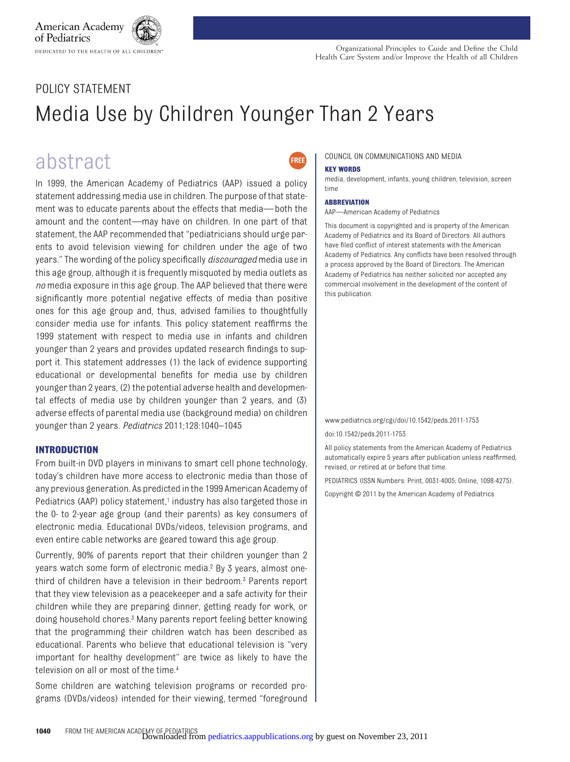POLICY STATEMENT

# Media Use by Children Younger Than 2 Years

## abstract

In 1999, the American Academy of Pediatrics (AAP) issued a policy statement addressing media use in children. The purpose of that statement was to educate parents about the effects that media—both the amount and the content—may have on children. In one part of that statement, the AAP recommended that "pediatricians should urge parents to avoid television viewing for children under the age of two years." The wording of the policy specifically *discouraged* media use in this age group, although it is frequently misquoted by media outlets as *no* media exposure in this age group. The AAP believed that there were significantly more potential negative effects of media than positive ones for this age group and, thus, advised families to thoughtfully consider media use for infants. This policy statement reaffirms the 1999 statement with respect to media use in infants and children younger than 2 years and provides updated research findings to support it. This statement addresses (1) the lack of evidence supporting educational or developmental benefits for media use by children younger than 2 years, (2) the potential adverse health and developmental effects of media use by children younger than 2 years, and (3) adverse effects of parental media use (background media) on children younger than 2 years. *Pediatrics* 2011;128:1040–1045

COUNCIL ON COMMUNICATIONS AND MEDIA

**KEY WORDS**

media, development, infants, young children, television, screen time

**ABBREVIATION**

AAP—American Academy of Pediatrics

This document is copyrighted and is property of the American Academy of Pediatrics and its Board of Directors. All authors have filed conflict of interest statements with the American Academy of Pediatrics. Any conflicts have been resolved through a process approved by the Board of Directors. The American Academy of Pediatrics has neither solicited nor accepted any commercial involvement in the development of the content of this publication.

www.pediatrics.org/cgi/doi/10.1542/peds.2011-1753

doi:10.1542/peds.2011-1753

All policy statements from the American Academy of Pediatrics automatically expire 5 years after publication unless reaffirmed, revised, or retired at or before that time.

PEDIATRICS (ISSN Numbers: Print, 0031-4005; Online, 1098-4275).

Copyright © 2011 by the American Academy of Pediatrics

## INTRODUCTION

From built-in DVD players in minivans to smart cell phone technology, today's children have more access to electronic media than those of any previous generation. As predicted in the 1999 American Academy of Pediatrics (AAP) policy statement,[1] industry has also targeted those in the 0- to 2-year age group (and their parents) as key consumers of electronic media. Educational DVDs/videos, television programs, and even entire cable networks are geared toward this age group.

Currently, 90% of parents report that their children younger than 2 years watch some form of electronic media.[2] By 3 years, almost one-third of children have a television in their bedroom.[3] Parents report that they view television as a peacekeeper and a safe activity for their children while they are preparing dinner, getting ready for work, or doing household chores.[3] Many parents report feeling better knowing that the programming their children watch has been described as educational. Parents who believe that educational television is "very important for healthy development" are twice as likely to have the television on all or most of the time.[4]

Some children are watching television programs or recorded programs (DVDs/videos) intended for their viewing, termed "foreground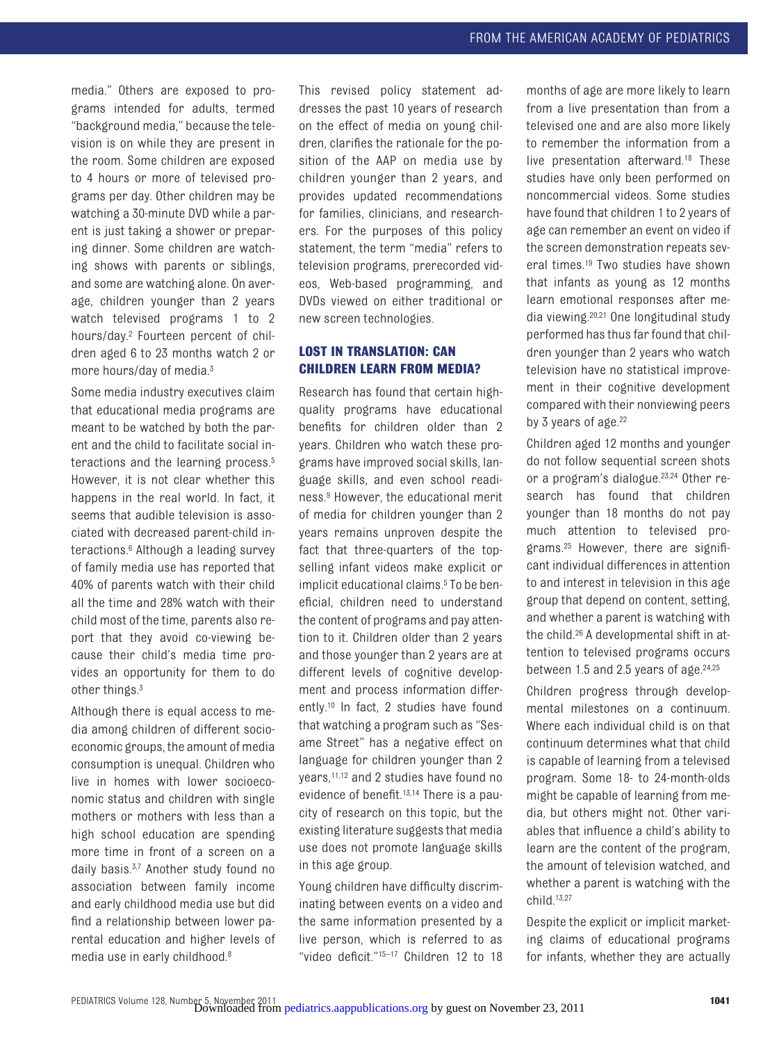media." Others are exposed to programs intended for adults, termed "background media," because the television is on while they are present in the room. Some children are exposed to 4 hours or more of televised programs per day. Other children may be watching a 30-minute DVD while a parent is just taking a shower or preparing dinner. Some children are watching shows with parents or siblings, and some are watching alone. On average, children younger than 2 years watch televised programs 1 to 2 hours/day.[2] Fourteen percent of children aged 6 to 23 months watch 2 or more hours/day of media.[3]

Some media industry executives claim that educational media programs are meant to be watched by both the parent and the child to facilitate social interactions and the learning process.[5] However, it is not clear whether this happens in the real world. In fact, it seems that audible television is associated with decreased parent-child interactions.[6] Although a leading survey of family media use has reported that 40% of parents watch with their child all the time and 28% watch with their child most of the time, parents also report that they avoid co-viewing because their child's media time provides an opportunity for them to do other things.[3]

Although there is equal access to media among children of different socioeconomic groups, the amount of media consumption is unequal. Children who live in homes with lower socioeconomic status and children with single mothers or mothers with less than a high school education are spending more time in front of a screen on a daily basis.[3,7] Another study found no association between family income and early childhood media use but did find a relationship between lower parental education and higher levels of media use in early childhood.[8]

This revised policy statement addresses the past 10 years of research on the effect of media on young children, clarifies the rationale for the position of the AAP on media use by children younger than 2 years, and provides updated recommendations for families, clinicians, and researchers. For the purposes of this policy statement, the term "media" refers to television programs, prerecorded videos, Web-based programming, and DVDs viewed on either traditional or new screen technologies.

## LOST IN TRANSLATION: CAN CHILDREN LEARN FROM MEDIA?

Research has found that certain high-quality programs have educational benefits for children older than 2 years. Children who watch these programs have improved social skills, language skills, and even school readiness.[9] However, the educational merit of media for children younger than 2 years remains unproven despite the fact that three-quarters of the top-selling infant videos make explicit or implicit educational claims.[5] To be beneficial, children need to understand the content of programs and pay attention to it. Children older than 2 years and those younger than 2 years are at different levels of cognitive development and process information differently.[10] In fact, 2 studies have found that watching a program such as "Sesame Street" has a negative effect on language for children younger than 2 years,[11,12] and 2 studies have found no evidence of benefit.[13,14] There is a paucity of research on this topic, but the existing literature suggests that media use does not promote language skills in this age group.

Young children have difficulty discriminating between events on a video and the same information presented by a live person, which is referred to as "video deficit."[15–17] Children 12 to 18 months of age are more likely to learn from a live presentation than from a televised one and are also more likely to remember the information from a live presentation afterward.[18] These studies have only been performed on noncommercial videos. Some studies have found that children 1 to 2 years of age can remember an event on video if the screen demonstration repeats several times.[19] Two studies have shown that infants as young as 12 months learn emotional responses after media viewing.[20,21] One longitudinal study performed has thus far found that children younger than 2 years who watch television have no statistical improvement in their cognitive development compared with their nonviewing peers by 3 years of age.[22]

Children aged 12 months and younger do not follow sequential screen shots or a program's dialogue.[23,24] Other research has found that children younger than 18 months do not pay much attention to televised programs.[25] However, there are significant individual differences in attention to and interest in television in this age group that depend on content, setting, and whether a parent is watching with the child.[26] A developmental shift in attention to televised programs occurs between 1.5 and 2.5 years of age.[24,25]

Children progress through developmental milestones on a continuum. Where each individual child is on that continuum determines what that child is capable of learning from a televised program. Some 18- to 24-month-olds might be capable of learning from media, but others might not. Other variables that influence a child's ability to learn are the content of the program, the amount of television watched, and whether a parent is watching with the child.[13,27]

Despite the explicit or implicit marketing claims of educational programs for infants, whether they are actually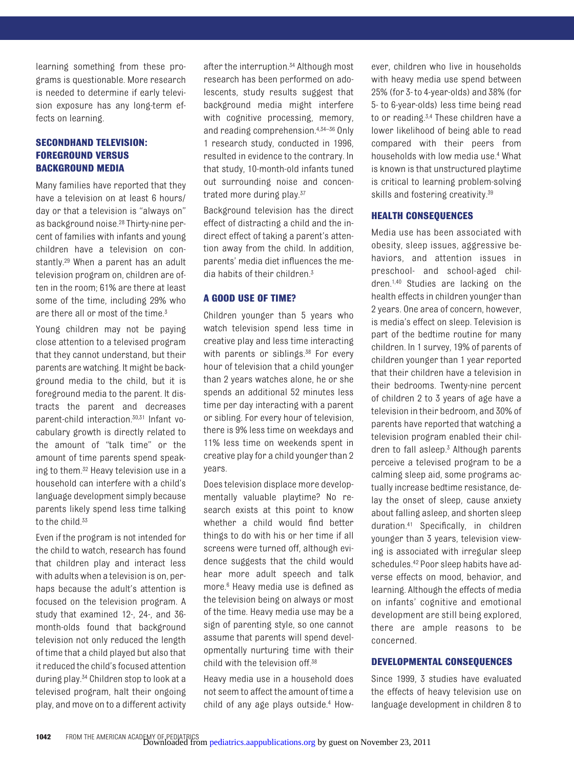learning something from these programs is questionable. More research is needed to determine if early television exposure has any long-term effects on learning.

## SECONDHAND TELEVISION: FOREGROUND VERSUS BACKGROUND MEDIA

Many families have reported that they have a television on at least 6 hours/day or that a television is "always on" as background noise.[28] Thirty-nine percent of families with infants and young children have a television on constantly.[29] When a parent has an adult television program on, children are often in the room; 61% are there at least some of the time, including 29% who are there all or most of the time.[3]

Young children may not be paying close attention to a televised program that they cannot understand, but their parents are watching. It might be background media to the child, but it is foreground media to the parent. It distracts the parent and decreases parent-child interaction.[30,31] Infant vocabulary growth is directly related to the amount of "talk time" or the amount of time parents spend speaking to them.[32] Heavy television use in a household can interfere with a child's language development simply because parents likely spend less time talking to the child.[33]

Even if the program is not intended for the child to watch, research has found that children play and interact less with adults when a television is on, perhaps because the adult's attention is focused on the television program. A study that examined 12-, 24-, and 36-month-olds found that background television not only reduced the length of time that a child played but also that it reduced the child's focused attention during play.[34] Children stop to look at a televised program, halt their ongoing play, and move on to a different activity after the interruption.[34] Although most research has been performed on adolescents, study results suggest that background media might interfere with cognitive processing, memory, and reading comprehension.[4,34–36] Only 1 research study, conducted in 1996, resulted in evidence to the contrary. In that study, 10-month-old infants tuned out surrounding noise and concentrated more during play.[37]

Background television has the direct effect of distracting a child and the indirect effect of taking a parent's attention away from the child. In addition, parents' media diet influences the media habits of their children.[3]

## A GOOD USE OF TIME?

Children younger than 5 years who watch television spend less time in creative play and less time interacting with parents or siblings.[38] For every hour of television that a child younger than 2 years watches alone, he or she spends an additional 52 minutes less time per day interacting with a parent or sibling. For every hour of television, there is 9% less time on weekdays and 11% less time on weekends spent in creative play for a child younger than 2 years.

Does television displace more developmentally valuable playtime? No research exists at this point to know whether a child would find better things to do with his or her time if all screens were turned off, although evidence suggests that the child would hear more adult speech and talk more.[6] Heavy media use is defined as the television being on always or most of the time. Heavy media use may be a sign of parenting style, so one cannot assume that parents will spend developmentally nurturing time with their child with the television off.[38]

Heavy media use in a household does not seem to affect the amount of time a child of any age plays outside.[4] However, children who live in households with heavy media use spend between 25% (for 3- to 4-year-olds) and 38% (for 5- to 6-year-olds) less time being read to or reading.[3,4] These children have a lower likelihood of being able to read compared with their peers from households with low media use.[4] What is known is that unstructured playtime is critical to learning problem-solving skills and fostering creativity.[39]

## HEALTH CONSEQUENCES

Media use has been associated with obesity, sleep issues, aggressive behaviors, and attention issues in preschool- and school-aged children.[1,40] Studies are lacking on the health effects in children younger than 2 years. One area of concern, however, is media's effect on sleep. Television is part of the bedtime routine for many children. In 1 survey, 19% of parents of children younger than 1 year reported that their children have a television in their bedrooms. Twenty-nine percent of children 2 to 3 years of age have a television in their bedroom, and 30% of parents have reported that watching a television program enabled their children to fall asleep.[3] Although parents perceive a televised program to be a calming sleep aid, some programs actually increase bedtime resistance, delay the onset of sleep, cause anxiety about falling asleep, and shorten sleep duration.[41] Specifically, in children younger than 3 years, television viewing is associated with irregular sleep schedules.[42] Poor sleep habits have adverse effects on mood, behavior, and learning. Although the effects of media on infants' cognitive and emotional development are still being explored, there are ample reasons to be concerned.

## DEVELOPMENTAL CONSEQUENCES

Since 1999, 3 studies have evaluated the effects of heavy television use on language development in children 8 to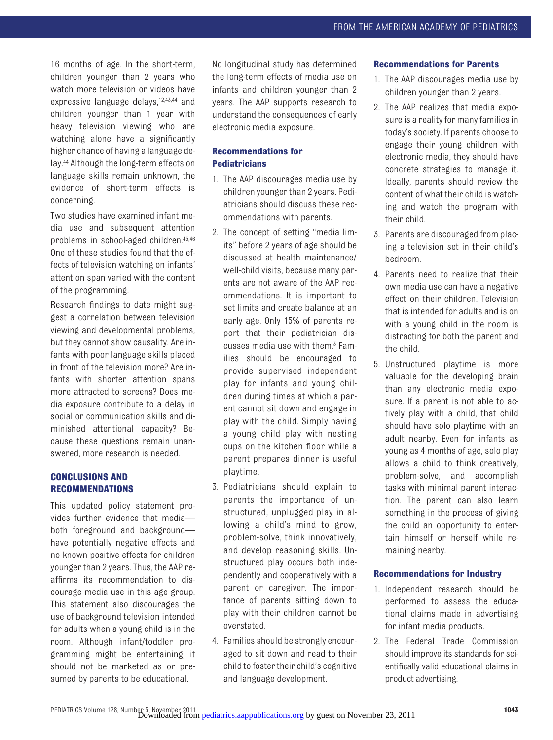16 months of age. In the short-term, children younger than 2 years who watch more television or videos have expressive language delays,[12,43,44] and children younger than 1 year with heavy television viewing who are watching alone have a significantly higher chance of having a language delay.[44] Although the long-term effects on language skills remain unknown, the evidence of short-term effects is concerning.

Two studies have examined infant media use and subsequent attention problems in school-aged children.[45,46] One of these studies found that the effects of television watching on infants' attention span varied with the content of the programming.

Research findings to date might suggest a correlation between television viewing and developmental problems, but they cannot show causality. Are infants with poor language skills placed in front of the television more? Are infants with shorter attention spans more attracted to screens? Does media exposure contribute to a delay in social or communication skills and diminished attentional capacity? Because these questions remain unanswered, more research is needed.

## CONCLUSIONS AND RECOMMENDATIONS

This updated policy statement provides further evidence that media—both foreground and background—have potentially negative effects and no known positive effects for children younger than 2 years. Thus, the AAP reaffirms its recommendation to discourage media use in this age group. This statement also discourages the use of background television intended for adults when a young child is in the room. Although infant/toddler programming might be entertaining, it should not be marketed as or presumed by parents to be educational.

No longitudinal study has determined the long-term effects of media use on infants and children younger than 2 years. The AAP supports research to understand the consequences of early electronic media exposure.

### Recommendations for Pediatricians

1. The AAP discourages media use by children younger than 2 years. Pediatricians should discuss these recommendations with parents.
2. The concept of setting "media limits" before 2 years of age should be discussed at health maintenance/well-child visits, because many parents are not aware of the AAP recommendations. It is important to set limits and create balance at an early age. Only 15% of parents report that their pediatrician discusses media use with them.[3] Families should be encouraged to provide supervised independent play for infants and young children during times at which a parent cannot sit down and engage in play with the child. Simply having a young child play with nesting cups on the kitchen floor while a parent prepares dinner is useful playtime.
3. Pediatricians should explain to parents the importance of unstructured, unplugged play in allowing a child's mind to grow, problem-solve, think innovatively, and develop reasoning skills. Unstructured play occurs both independently and cooperatively with a parent or caregiver. The importance of parents sitting down to play with their children cannot be overstated.
4. Families should be strongly encouraged to sit down and read to their child to foster their child's cognitive and language development.

### Recommendations for Parents

1. The AAP discourages media use by children younger than 2 years.
2. The AAP realizes that media exposure is a reality for many families in today's society. If parents choose to engage their young children with electronic media, they should have concrete strategies to manage it. Ideally, parents should review the content of what their child is watching and watch the program with their child.
3. Parents are discouraged from placing a television set in their child's bedroom.
4. Parents need to realize that their own media use can have a negative effect on their children. Television that is intended for adults and is on with a young child in the room is distracting for both the parent and the child.
5. Unstructured playtime is more valuable for the developing brain than any electronic media exposure. If a parent is not able to actively play with a child, that child should have solo playtime with an adult nearby. Even for infants as young as 4 months of age, solo play allows a child to think creatively, problem-solve, and accomplish tasks with minimal parent interaction. The parent can also learn something in the process of giving the child an opportunity to entertain himself or herself while remaining nearby.

### Recommendations for Industry

1. Independent research should be performed to assess the educational claims made in advertising for infant media products.
2. The Federal Trade Commission should improve its standards for scientifically valid educational claims in product advertising.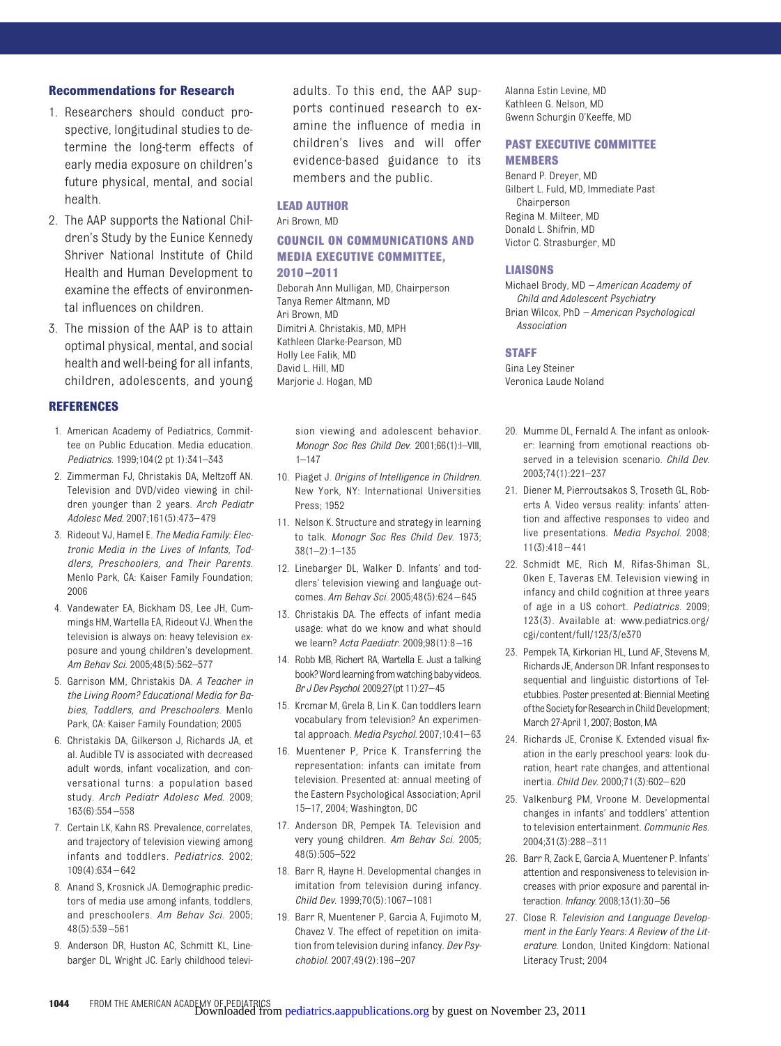### Recommendations for Research

1. Researchers should conduct prospective, longitudinal studies to determine the long-term effects of early media exposure on children's future physical, mental, and social health.
2. The AAP supports the National Children's Study by the Eunice Kennedy Shriver National Institute of Child Health and Human Development to examine the effects of environmental influences on children.
3. The mission of the AAP is to attain optimal physical, mental, and social health and well-being for all infants, children, adolescents, and young adults. To this end, the AAP supports continued research to examine the influence of media in children's lives and will offer evidence-based guidance to its members and the public.

### LEAD AUTHOR

Ari Brown, MD

### COUNCIL ON COMMUNICATIONS AND MEDIA EXECUTIVE COMMITTEE, 2010–2011

Deborah Ann Mulligan, MD, Chairperson
Tanya Remer Altmann, MD
Ari Brown, MD
Dimitri A. Christakis, MD, MPH
Kathleen Clarke-Pearson, MD
Holly Lee Falik, MD
David L. Hill, MD
Marjorie J. Hogan, MD
Alanna Estin Levine, MD
Kathleen G. Nelson, MD
Gwenn Schurgin O'Keeffe, MD

### PAST EXECUTIVE COMMITTEE MEMBERS

Benard P. Dreyer, MD
Gilbert L. Fuld, MD, Immediate Past Chairperson
Regina M. Milteer, MD
Donald L. Shifrin, MD
Victor C. Strasburger, MD

### LIAISONS

Michael Brody, MD – *American Academy of Child and Adolescent Psychiatry*
Brian Wilcox, PhD – *American Psychological Association*

### STAFF

Gina Ley Steiner
Veronica Laude Noland

### REFERENCES

1. American Academy of Pediatrics, Committee on Public Education. Media education. *Pediatrics*. 1999;104(2 pt 1):341–343
2. Zimmerman FJ, Christakis DA, Meltzoff AN. Television and DVD/video viewing in children younger than 2 years. *Arch Pediatr Adolesc Med*. 2007;161(5):473–479
3. Rideout VJ, Hamel E. *The Media Family: Electronic Media in the Lives of Infants, Toddlers, Preschoolers, and Their Parents*. Menlo Park, CA: Kaiser Family Foundation; 2006
4. Vandewater EA, Bickham DS, Lee JH, Cummings HM, Wartella EA, Rideout VJ. When the television is always on: heavy television exposure and young children's development. *Am Behav Sci*. 2005;48(5):562–577
5. Garrison MM, Christakis DA. *A Teacher in the Living Room? Educational Media for Babies, Toddlers, and Preschoolers*. Menlo Park, CA: Kaiser Family Foundation; 2005
6. Christakis DA, Gilkerson J, Richards JA, et al. Audible TV is associated with decreased adult words, infant vocalization, and conversational turns: a population based study. *Arch Pediatr Adolesc Med*. 2009; 163(6):554–558
7. Certain LK, Kahn RS. Prevalence, correlates, and trajectory of television viewing among infants and toddlers. *Pediatrics*. 2002; 109(4):634–642
8. Anand S, Krosnick JA. Demographic predictors of media use among infants, toddlers, and preschoolers. *Am Behav Sci*. 2005; 48(5):539–561
9. Anderson DR, Huston AC, Schmitt KL, Linebarger DL, Wright JC. Early childhood television viewing and adolescent behavior. *Monogr Soc Res Child Dev*. 2001;66(1):I–VIII, 1–147
10. Piaget J. *Origins of Intelligence in Children*. New York, NY: International Universities Press; 1952
11. Nelson K. Structure and strategy in learning to talk. *Monogr Soc Res Child Dev*. 1973; 38(1–2):1–135
12. Linebarger DL, Walker D. Infants' and toddlers' television viewing and language outcomes. *Am Behav Sci*. 2005;48(5):624–645
13. Christakis DA. The effects of infant media usage: what do we know and what should we learn? *Acta Paediatr*. 2009;98(1):8–16
14. Robb MB, Richert RA, Wartella E. Just a talking book? Word learning from watching baby videos. *Br J Dev Psychol*. 2009;27(pt 11):27–45
15. Krcmar M, Grela B, Lin K. Can toddlers learn vocabulary from television? An experimental approach. *Media Psychol*. 2007;10:41–63
16. Muentener P, Price K. Transferring the representation: infants can imitate from television. Presented at: annual meeting of the Eastern Psychological Association; April 15–17, 2004; Washington, DC
17. Anderson DR, Pempek TA. Television and very young children. *Am Behav Sci*. 2005; 48(5):505–522
18. Barr R, Hayne H. Developmental changes in imitation from television during infancy. *Child Dev*. 1999;70(5):1067–1081
19. Barr R, Muentener P, Garcia A, Fujimoto M, Chavez V. The effect of repetition on imitation from television during infancy. *Dev Psychobiol*. 2007;49(2):196–207
20. Mumme DL, Fernald A. The infant as onlooker: learning from emotional reactions observed in a television scenario. *Child Dev*. 2003;74(1):221–237
21. Diener M, Pierroutsakos S, Troseth GL, Roberts A. Video versus reality: infants' attention and affective responses to video and live presentations. *Media Psychol*. 2008; 11(3):418–441
22. Schmidt ME, Rich M, Rifas-Shiman SL, Oken E, Taveras EM. Television viewing in infancy and child cognition at three years of age in a US cohort. *Pediatrics*. 2009; 123(3). Available at: www.pediatrics.org/cgi/content/full/123/3/e370
23. Pempek TA, Kirkorian HL, Lund AF, Stevens M, Richards JE, Anderson DR. Infant responses to sequential and linguistic distortions of Teletubbies. Poster presented at: Biennial Meeting of the Society for Research in Child Development; March 27-April 1, 2007; Boston, MA
24. Richards JE, Cronise K. Extended visual fixation in the early preschool years: look duration, heart rate changes, and attentional inertia. *Child Dev*. 2000;71(3):602–620
25. Valkenburg PM, Vroone M. Developmental changes in infants' and toddlers' attention to television entertainment. *Communic Res*. 2004;31(3):288–311
26. Barr R, Zack E, Garcia A, Muentener P. Infants' attention and responsiveness to television increases with prior exposure and parental interaction. *Infancy*. 2008;13(1):30–56
27. Close R. *Television and Language Development in the Early Years: A Review of the Literature*. London, United Kingdom: National Literacy Trust; 2004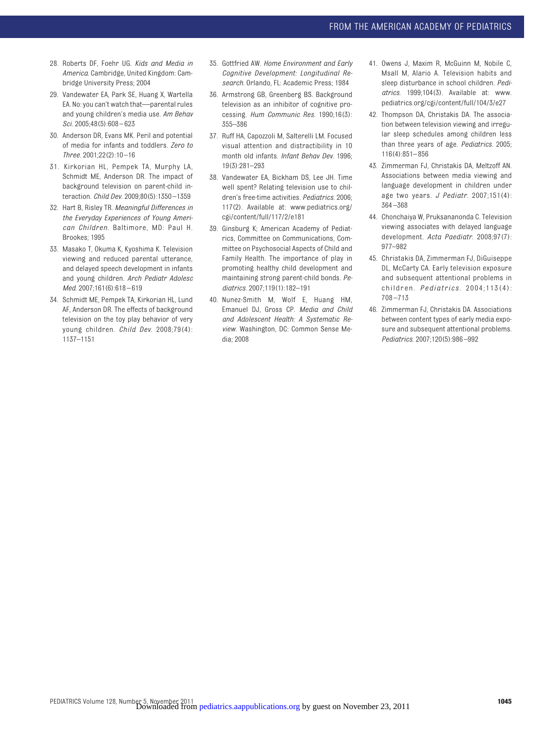28. Roberts DF, Foehr UG. *Kids and Media in America*. Cambridge, United Kingdom: Cambridge University Press; 2004
29. Vandewater EA, Park SE, Huang X, Wartella EA. No: you can't watch that—parental rules and young children's media use. *Am Behav Sci*. 2005;48(5):608–623
30. Anderson DR, Evans MK. Peril and potential of media for infants and toddlers. *Zero to Three*. 2001;22(2):10–16
31. Kirkorian HL, Pempek TA, Murphy LA, Schmidt ME, Anderson DR. The impact of background television on parent-child interaction. *Child Dev*. 2009;80(5):1350–1359
32. Hart B, Risley TR. *Meaningful Differences in the Everyday Experiences of Young American Children*. Baltimore, MD: Paul H. Brookes; 1995
33. Masako T, Okuma K, Kyoshima K. Television viewing and reduced parental utterance, and delayed speech development in infants and young children. *Arch Pediatr Adolesc Med*. 2007;161(6):618–619
34. Schmidt ME, Pempek TA, Kirkorian HL, Lund AF, Anderson DR. The effects of background television on the toy play behavior of very young children. *Child Dev*. 2008;79(4):1137–1151
35. Gottfried AW. *Home Environment and Early Cognitive Development: Longitudinal Research*. Orlando, FL: Academic Press; 1984
36. Armstrong GB, Greenberg BS. Background television as an inhibitor of cognitive processing. *Hum Communic Res*. 1990;16(3):355–386
37. Ruff HA, Capozzoli M, Salterelli LM. Focused visual attention and distractibility in 10 month old infants. *Infant Behav Dev*. 1996;19(3):281–293
38. Vandewater EA, Bickham DS, Lee JH. Time well spent? Relating television use to children's free-time activities. *Pediatrics*. 2006;117(2). Available at: www.pediatrics.org/cgi/content/full/117/2/e181
39. Ginsburg K; American Academy of Pediatrics, Committee on Communications, Committee on Psychosocial Aspects of Child and Family Health. The importance of play in promoting healthy child development and maintaining strong parent-child bonds. *Pediatrics*. 2007;119(1):182–191
40. Nunez-Smith M, Wolf E, Huang HM, Emanuel DJ, Gross CP. *Media and Child and Adolescent Health: A Systematic Review*. Washington, DC: Common Sense Media; 2008
41. Owens J, Maxim R, McGuinn M, Nobile C, Msall M, Alario A. Television habits and sleep disturbance in school children. *Pediatrics*. 1999;104(3). Available at: www.pediatrics.org/cgi/content/full/104/3/e27
42. Thompson DA, Christakis DA. The association between television viewing and irregular sleep schedules among children less than three years of age. *Pediatrics*. 2005;116(4):851–856
43. Zimmerman FJ, Christakis DA, Meltzoff AN. Associations between media viewing and language development in children under age two years. *J Pediatr*. 2007;151(4):364–368
44. Chonchaiya W, Pruksananonda C. Television viewing associates with delayed language development. *Acta Paediatr*. 2008;97(7):977–982
45. Christakis DA, Zimmerman FJ, DiGuiseppe DL, McCarty CA. Early television exposure and subsequent attentional problems in children. *Pediatrics*. 2004;113(4):708–713
46. Zimmerman FJ, Christakis DA. Associations between content types of early media exposure and subsequent attentional problems. *Pediatrics*. 2007;120(5):986–992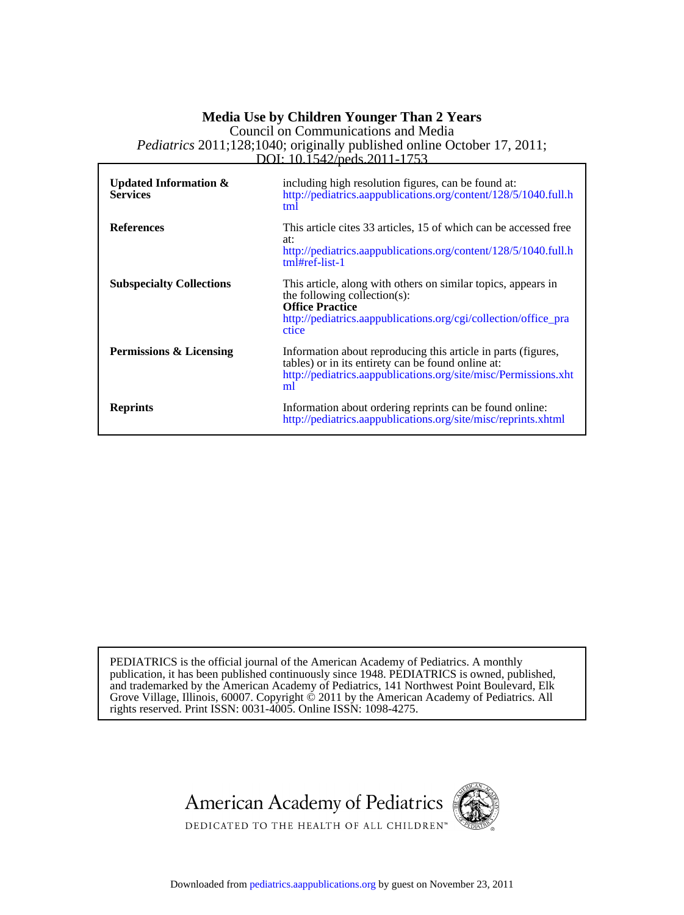**Media Use by Children Younger Than 2 Years**

Council on Communications and Media

*Pediatrics* 2011;128;1040; originally published online October 17, 2011;

DOI: 10.1542/peds.2011-1753

| | |
|---|---|
| **Updated Information & Services** | including high resolution figures, can be found at: http://pediatrics.aappublications.org/content/128/5/1040.full.html |
| **References** | This article cites 33 articles, 15 of which can be accessed free at: http://pediatrics.aappublications.org/content/128/5/1040.full.html#ref-list-1 |
| **Subspecialty Collections** | This article, along with others on similar topics, appears in the following collection(s): **Office Practice** http://pediatrics.aappublications.org/cgi/collection/office_practice |
| **Permissions & Licensing** | Information about reproducing this article in parts (figures, tables) or in its entirety can be found online at: http://pediatrics.aappublications.org/site/misc/Permissions.xhtml |
| **Reprints** | Information about ordering reprints can be found online: http://pediatrics.aappublications.org/site/misc/reprints.xhtml |

PEDIATRICS is the official journal of the American Academy of Pediatrics. A monthly publication, it has been published continuously since 1948. PEDIATRICS is owned, published, and trademarked by the American Academy of Pediatrics, 141 Northwest Point Boulevard, Elk Grove Village, Illinois, 60007. Copyright © 2011 by the American Academy of Pediatrics. All rights reserved. Print ISSN: 0031-4005. Online ISSN: 1098-4275.

American Academy of Pediatrics

DEDICATED TO THE HEALTH OF ALL CHILDREN™

Downloaded from pediatrics.aappublications.org by guest on November 23, 2011